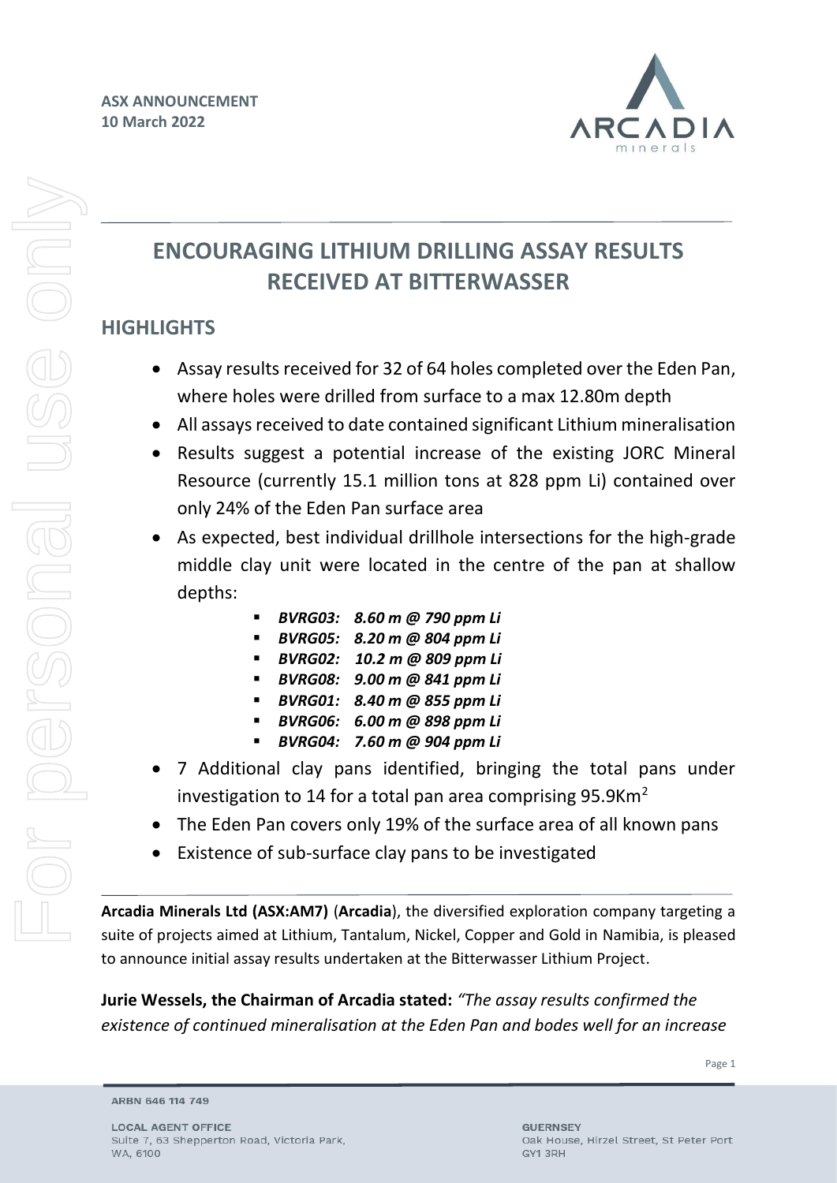**ASX ANNOUNCEMENT**
**10 March 2022**

# ENCOURAGING LITHIUM DRILLING ASSAY RESULTS RECEIVED AT BITTERWASSER

## HIGHLIGHTS

- Assay results received for 32 of 64 holes completed over the Eden Pan, where holes were drilled from surface to a max 12.80m depth
- All assays received to date contained significant Lithium mineralisation
- Results suggest a potential increase of the existing JORC Mineral Resource (currently 15.1 million tons at 828 ppm Li) contained over only 24% of the Eden Pan surface area
- As expected, best individual drillhole intersections for the high-grade middle clay unit were located in the centre of the pan at shallow depths:
  - ***BVRG03: 8.60 m @ 790 ppm Li***
  - ***BVRG05: 8.20 m @ 804 ppm Li***
  - ***BVRG02: 10.2 m @ 809 ppm Li***
  - ***BVRG08: 9.00 m @ 841 ppm Li***
  - ***BVRG01: 8.40 m @ 855 ppm Li***
  - ***BVRG06: 6.00 m @ 898 ppm Li***
  - ***BVRG04: 7.60 m @ 904 ppm Li***
- 7 Additional clay pans identified, bringing the total pans under investigation to 14 for a total pan area comprising 95.9Km$^2$
- The Eden Pan covers only 19% of the surface area of all known pans
- Existence of sub-surface clay pans to be investigated

**Arcadia Minerals Ltd (ASX:AM7)** (**Arcadia**), the diversified exploration company targeting a suite of projects aimed at Lithium, Tantalum, Nickel, Copper and Gold in Namibia, is pleased to announce initial assay results undertaken at the Bitterwasser Lithium Project.

**Jurie Wessels, the Chairman of Arcadia stated:** *"The assay results confirmed the existence of continued mineralisation at the Eden Pan and bodes well for an increase*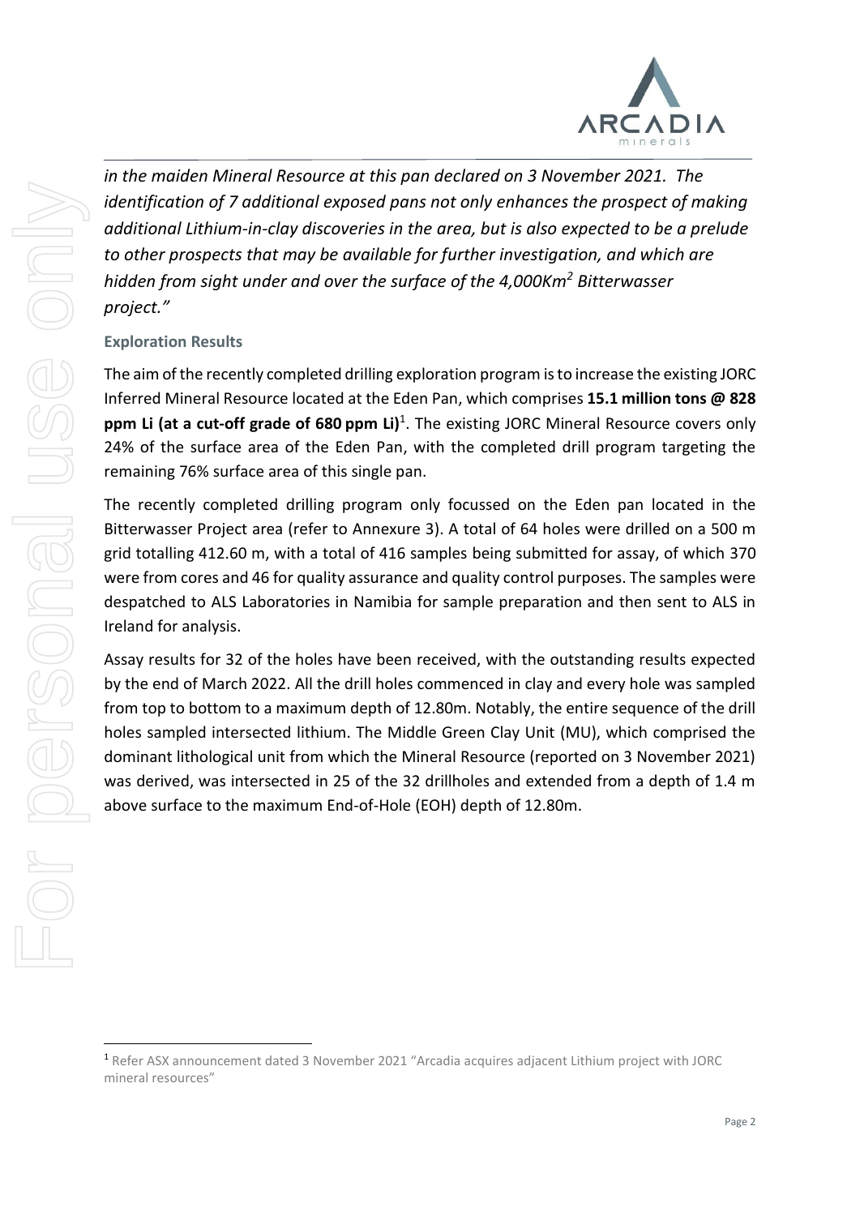*in the maiden Mineral Resource at this pan declared on 3 November 2021. The identification of 7 additional exposed pans not only enhances the prospect of making additional Lithium-in-clay discoveries in the area, but is also expected to be a prelude to other prospects that may be available for further investigation, and which are hidden from sight under and over the surface of the 4,000Km$^2$ Bitterwasser project."*

### Exploration Results

The aim of the recently completed drilling exploration program is to increase the existing JORC Inferred Mineral Resource located at the Eden Pan, which comprises **15.1 million tons @ 828 ppm Li (at a cut-off grade of 680 ppm Li)**[1]. The existing JORC Mineral Resource covers only 24% of the surface area of the Eden Pan, with the completed drill program targeting the remaining 76% surface area of this single pan.

The recently completed drilling program only focussed on the Eden pan located in the Bitterwasser Project area (refer to Annexure 3). A total of 64 holes were drilled on a 500 m grid totalling 412.60 m, with a total of 416 samples being submitted for assay, of which 370 were from cores and 46 for quality assurance and quality control purposes. The samples were despatched to ALS Laboratories in Namibia for sample preparation and then sent to ALS in Ireland for analysis.

Assay results for 32 of the holes have been received, with the outstanding results expected by the end of March 2022. All the drill holes commenced in clay and every hole was sampled from top to bottom to a maximum depth of 12.80m. Notably, the entire sequence of the drill holes sampled intersected lithium. The Middle Green Clay Unit (MU), which comprised the dominant lithological unit from which the Mineral Resource (reported on 3 November 2021) was derived, was intersected in 25 of the 32 drillholes and extended from a depth of 1.4 m above surface to the maximum End-of-Hole (EOH) depth of 12.80m.

[1] Refer ASX announcement dated 3 November 2021 "Arcadia acquires adjacent Lithium project with JORC mineral resources"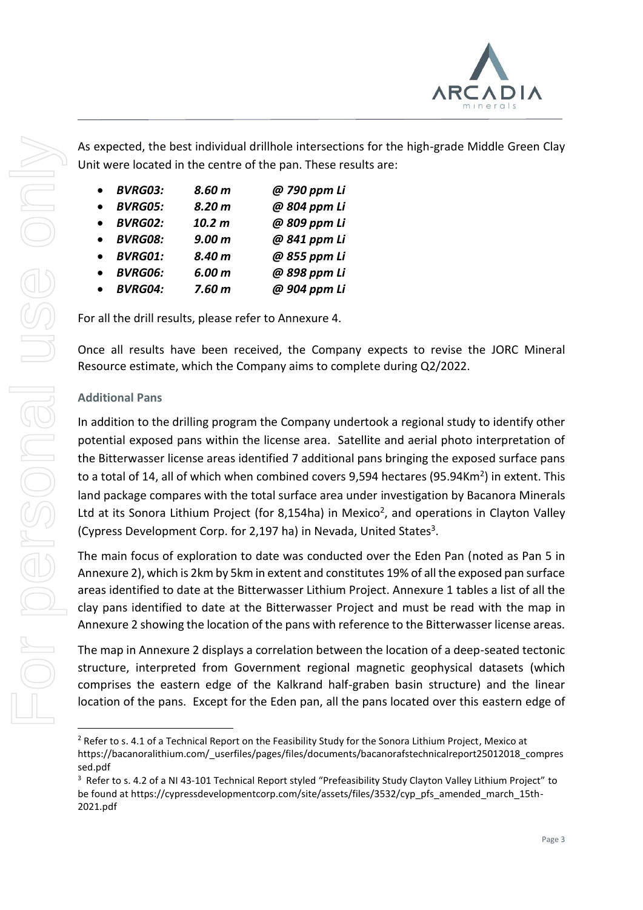As expected, the best individual drillhole intersections for the high-grade Middle Green Clay Unit were located in the centre of the pan. These results are:

- *BVRG03: 8.60 m @ 790 ppm Li*
- *BVRG05: 8.20 m @ 804 ppm Li*
- *BVRG02: 10.2 m @ 809 ppm Li*
- *BVRG08: 9.00 m @ 841 ppm Li*
- *BVRG01: 8.40 m @ 855 ppm Li*
- *BVRG06: 6.00 m @ 898 ppm Li*
- *BVRG04: 7.60 m @ 904 ppm Li*

For all the drill results, please refer to Annexure 4.

Once all results have been received, the Company expects to revise the JORC Mineral Resource estimate, which the Company aims to complete during Q2/2022.

### Additional Pans

In addition to the drilling program the Company undertook a regional study to identify other potential exposed pans within the license area. Satellite and aerial photo interpretation of the Bitterwasser license areas identified 7 additional pans bringing the exposed surface pans to a total of 14, all of which when combined covers 9,594 hectares (95.94$Km^2$) in extent. This land package compares with the total surface area under investigation by Bacanora Minerals Ltd at its Sonora Lithium Project (for 8,154ha) in Mexico[2], and operations in Clayton Valley (Cypress Development Corp. for 2,197 ha) in Nevada, United States[3].

The main focus of exploration to date was conducted over the Eden Pan (noted as Pan 5 in Annexure 2), which is 2km by 5km in extent and constitutes 19% of all the exposed pan surface areas identified to date at the Bitterwasser Lithium Project. Annexure 1 tables a list of all the clay pans identified to date at the Bitterwasser Project and must be read with the map in Annexure 2 showing the location of the pans with reference to the Bitterwasser license areas.

The map in Annexure 2 displays a correlation between the location of a deep-seated tectonic structure, interpreted from Government regional magnetic geophysical datasets (which comprises the eastern edge of the Kalkrand half-graben basin structure) and the linear location of the pans. Except for the Eden pan, all the pans located over this eastern edge of

---

[2] Refer to s. 4.1 of a Technical Report on the Feasibility Study for the Sonora Lithium Project, Mexico at https://bacanoralithium.com/_userfiles/pages/files/documents/bacanorafstechnicalreport25012018_compressed.pdf

[3] Refer to s. 4.2 of a NI 43-101 Technical Report styled "Prefeasibility Study Clayton Valley Lithium Project" to be found at https://cypressdevelopmentcorp.com/site/assets/files/3532/cyp_pfs_amended_march_15th-2021.pdf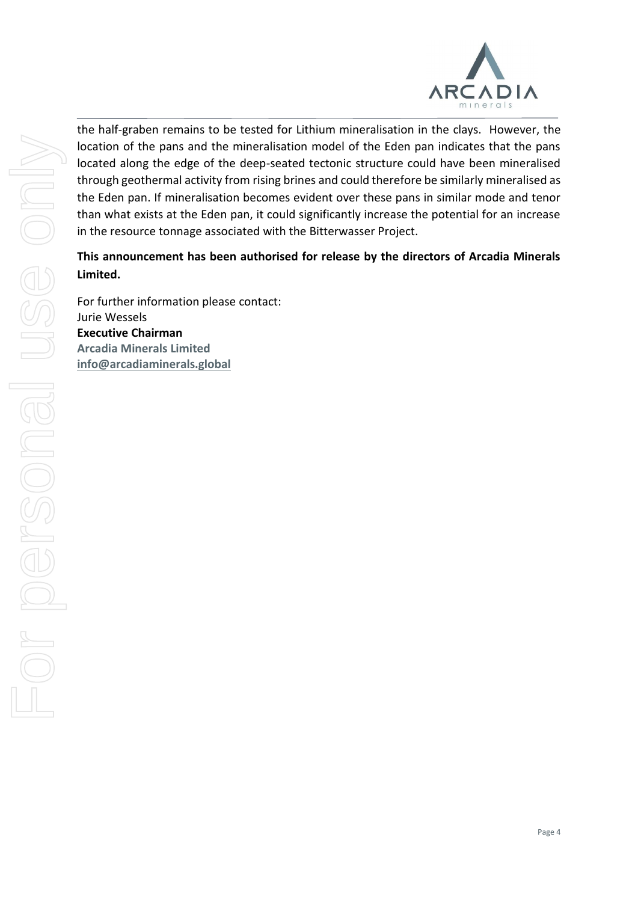the half-graben remains to be tested for Lithium mineralisation in the clays. However, the location of the pans and the mineralisation model of the Eden pan indicates that the pans located along the edge of the deep-seated tectonic structure could have been mineralised through geothermal activity from rising brines and could therefore be similarly mineralised as the Eden pan. If mineralisation becomes evident over these pans in similar mode and tenor than what exists at the Eden pan, it could significantly increase the potential for an increase in the resource tonnage associated with the Bitterwasser Project.

**This announcement has been authorised for release by the directors of Arcadia Minerals Limited.**

For further information please contact:
Jurie Wessels
**Executive Chairman**
**Arcadia Minerals Limited**
**info@arcadiaminerals.global**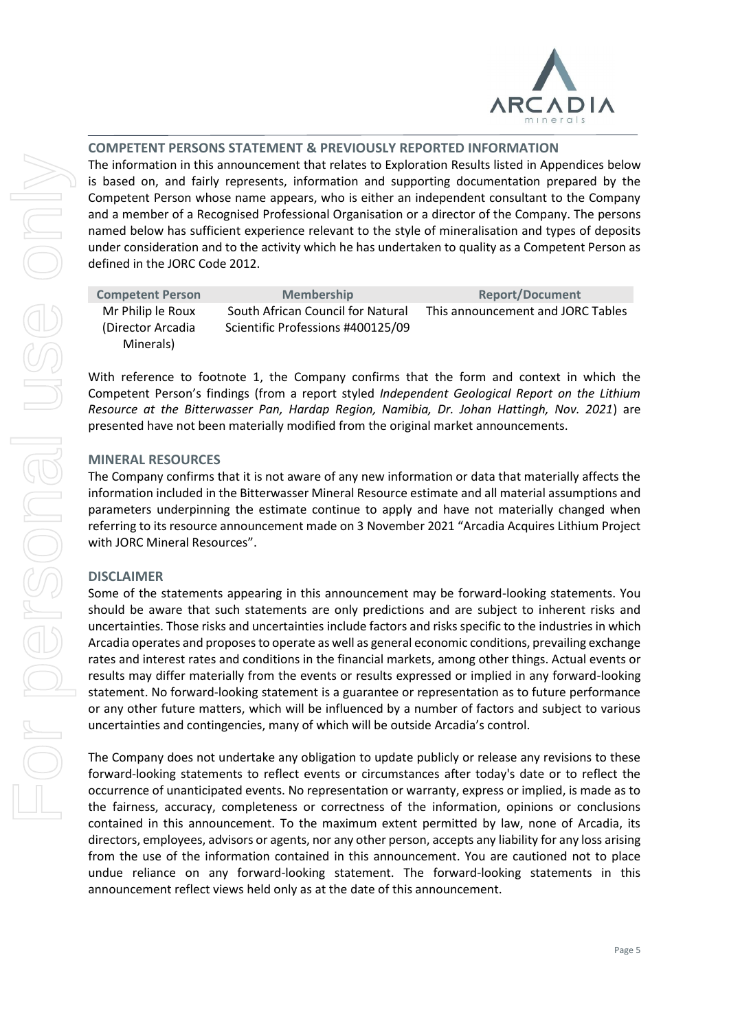## COMPETENT PERSONS STATEMENT & PREVIOUSLY REPORTED INFORMATION

The information in this announcement that relates to Exploration Results listed in Appendices below is based on, and fairly represents, information and supporting documentation prepared by the Competent Person whose name appears, who is either an independent consultant to the Company and a member of a Recognised Professional Organisation or a director of the Company. The persons named below has sufficient experience relevant to the style of mineralisation and types of deposits under consideration and to the activity which he has undertaken to quality as a Competent Person as defined in the JORC Code 2012.

| Competent Person | Membership | Report/Document |
|---|---|---|
| Mr Philip le Roux (Director Arcadia Minerals) | South African Council for Natural Scientific Professions #400125/09 | This announcement and JORC Tables |

With reference to footnote 1, the Company confirms that the form and context in which the Competent Person's findings (from a report styled *Independent Geological Report on the Lithium Resource at the Bitterwasser Pan, Hardap Region, Namibia, Dr. Johan Hattingh, Nov. 2021*) are presented have not been materially modified from the original market announcements.

## MINERAL RESOURCES

The Company confirms that it is not aware of any new information or data that materially affects the information included in the Bitterwasser Mineral Resource estimate and all material assumptions and parameters underpinning the estimate continue to apply and have not materially changed when referring to its resource announcement made on 3 November 2021 "Arcadia Acquires Lithium Project with JORC Mineral Resources".

## DISCLAIMER

Some of the statements appearing in this announcement may be forward-looking statements. You should be aware that such statements are only predictions and are subject to inherent risks and uncertainties. Those risks and uncertainties include factors and risks specific to the industries in which Arcadia operates and proposes to operate as well as general economic conditions, prevailing exchange rates and interest rates and conditions in the financial markets, among other things. Actual events or results may differ materially from the events or results expressed or implied in any forward-looking statement. No forward-looking statement is a guarantee or representation as to future performance or any other future matters, which will be influenced by a number of factors and subject to various uncertainties and contingencies, many of which will be outside Arcadia's control.

The Company does not undertake any obligation to update publicly or release any revisions to these forward-looking statements to reflect events or circumstances after today's date or to reflect the occurrence of unanticipated events. No representation or warranty, express or implied, is made as to the fairness, accuracy, completeness or correctness of the information, opinions or conclusions contained in this announcement. To the maximum extent permitted by law, none of Arcadia, its directors, employees, advisors or agents, nor any other person, accepts any liability for any loss arising from the use of the information contained in this announcement. You are cautioned not to place undue reliance on any forward-looking statement. The forward-looking statements in this announcement reflect views held only as at the date of this announcement.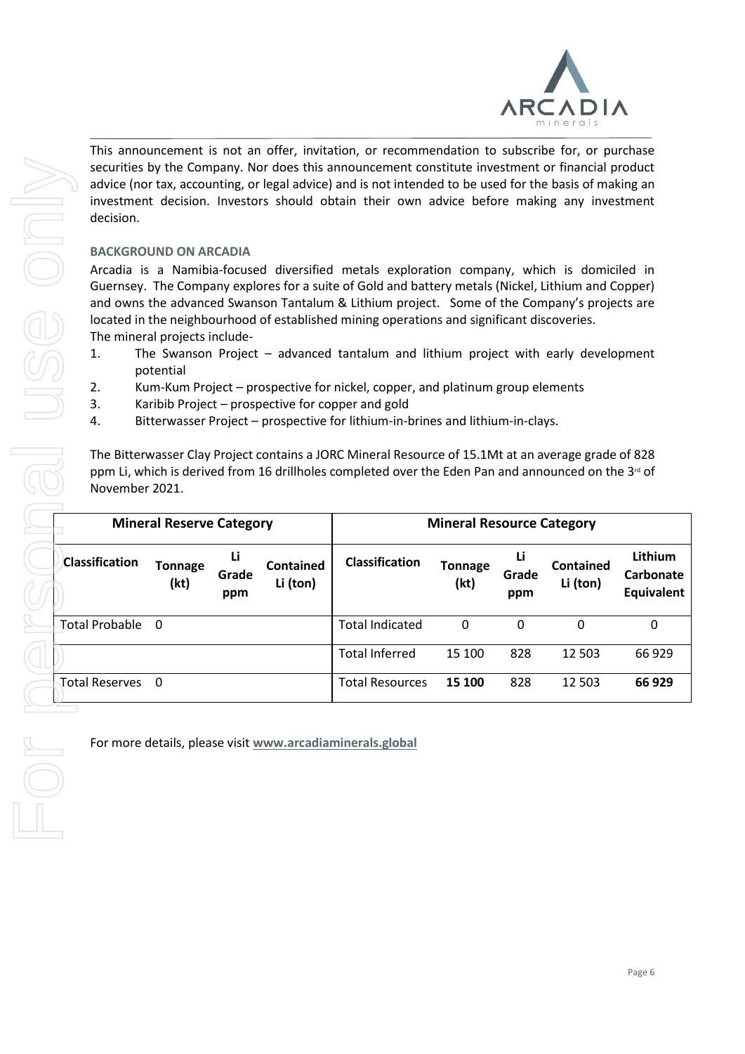This announcement is not an offer, invitation, or recommendation to subscribe for, or purchase securities by the Company. Nor does this announcement constitute investment or financial product advice (nor tax, accounting, or legal advice) and is not intended to be used for the basis of making an investment decision. Investors should obtain their own advice before making any investment decision.

**BACKGROUND ON ARCADIA**

Arcadia is a Namibia-focused diversified metals exploration company, which is domiciled in Guernsey. The Company explores for a suite of Gold and battery metals (Nickel, Lithium and Copper) and owns the advanced Swanson Tantalum & Lithium project. Some of the Company's projects are located in the neighbourhood of established mining operations and significant discoveries.

The mineral projects include-

1. The Swanson Project – advanced tantalum and lithium project with early development potential
2. Kum-Kum Project – prospective for nickel, copper, and platinum group elements
3. Karibib Project – prospective for copper and gold
4. Bitterwasser Project – prospective for lithium-in-brines and lithium-in-clays.

The Bitterwasser Clay Project contains a JORC Mineral Resource of 15.1Mt at an average grade of 828 ppm Li, which is derived from 16 drillholes completed over the Eden Pan and announced on the 3rd of November 2021.

| Mineral Reserve Category | | | | Mineral Resource Category | | | | |
|---|---|---|---|---|---|---|---|---|
| **Classification** | **Tonnage (kt)** | **Li Grade ppm** | **Contained Li (ton)** | **Classification** | **Tonnage (kt)** | **Li Grade ppm** | **Contained Li (ton)** | **Lithium Carbonate Equivalent** |
| Total Probable | 0 | | | Total Indicated | 0 | 0 | 0 | 0 |
| | | | | Total Inferred | 15 100 | 828 | 12 503 | 66 929 |
| Total Reserves | 0 | | | Total Resources | **15 100** | 828 | 12 503 | **66 929** |

For more details, please visit **www.arcadiaminerals.global**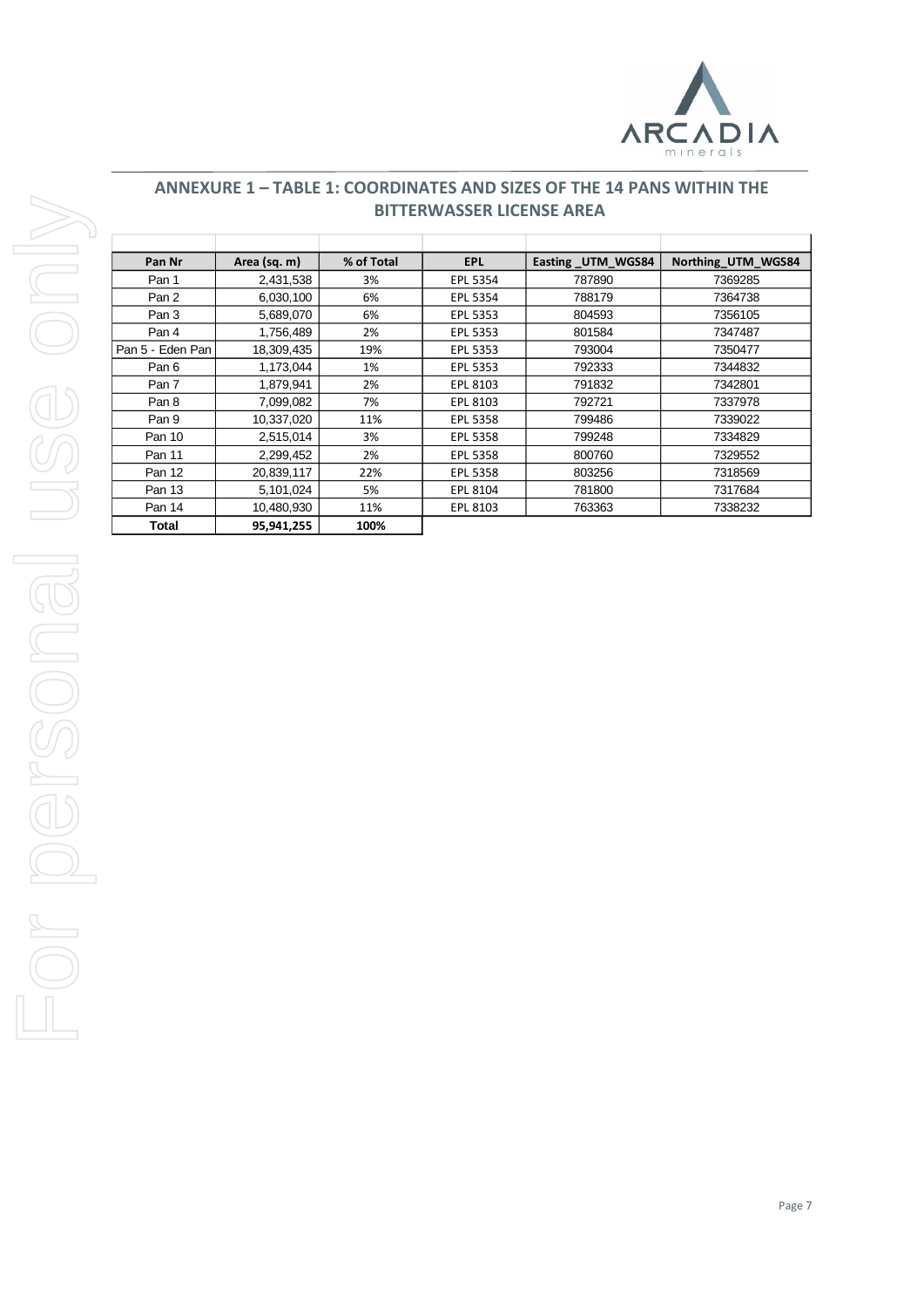## ANNEXURE 1 – TABLE 1: COORDINATES AND SIZES OF THE 14 PANS WITHIN THE BITTERWASSER LICENSE AREA

| Pan Nr | Area (sq. m) | % of Total | EPL | Easting _UTM_WGS84 | Northing_UTM_WGS84 |
|---|---|---|---|---|---|
| Pan 1 | 2,431,538 | 3% | EPL 5354 | 787890 | 7369285 |
| Pan 2 | 6,030,100 | 6% | EPL 5354 | 788179 | 7364738 |
| Pan 3 | 5,689,070 | 6% | EPL 5353 | 804593 | 7356105 |
| Pan 4 | 1,756,489 | 2% | EPL 5353 | 801584 | 7347487 |
| Pan 5 - Eden Pan | 18,309,435 | 19% | EPL 5353 | 793004 | 7350477 |
| Pan 6 | 1,173,044 | 1% | EPL 5353 | 792333 | 7344832 |
| Pan 7 | 1,879,941 | 2% | EPL 8103 | 791832 | 7342801 |
| Pan 8 | 7,099,082 | 7% | EPL 8103 | 792721 | 7337978 |
| Pan 9 | 10,337,020 | 11% | EPL 5358 | 799486 | 7339022 |
| Pan 10 | 2,515,014 | 3% | EPL 5358 | 799248 | 7334829 |
| Pan 11 | 2,299,452 | 2% | EPL 5358 | 800760 | 7329552 |
| Pan 12 | 20,839,117 | 22% | EPL 5358 | 803256 | 7318569 |
| Pan 13 | 5,101,024 | 5% | EPL 8104 | 781800 | 7317684 |
| Pan 14 | 10,480,930 | 11% | EPL 8103 | 763363 | 7338232 |
| **Total** | **95,941,255** | **100%** | | | |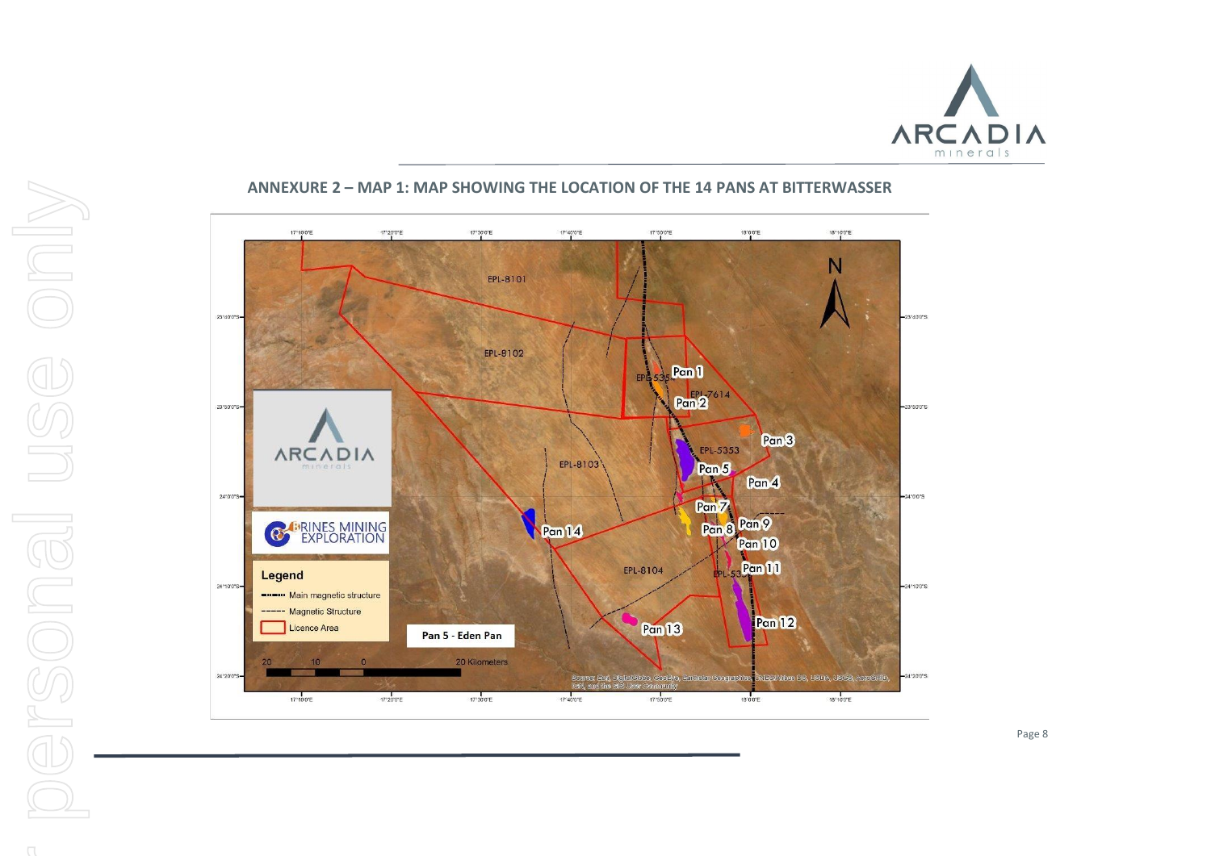## ANNEXURE 2 – MAP 1: MAP SHOWING THE LOCATION OF THE 14 PANS AT BITTERWASSER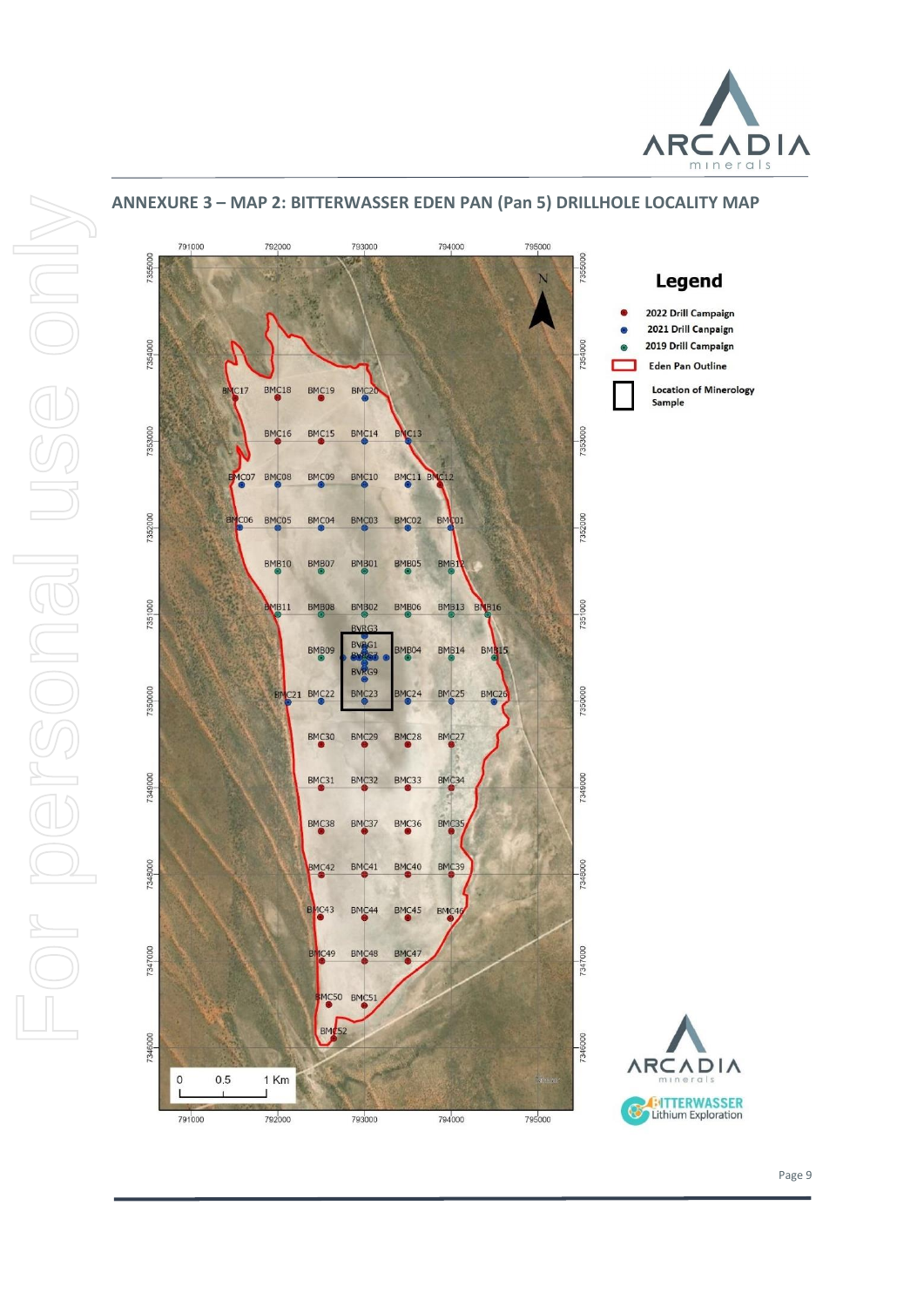## ANNEXURE 3 – MAP 2: BITTERWASSER EDEN PAN (Pan 5) DRILLHOLE LOCALITY MAP

791000
792000
793000
794000
795000

7355000
7354000
7353000
7352000
7351000
7350000
7349000
7348000
7347000
7346000

N

BMC17 BMC18 BMC19 BMC20
BMC16 BMC15 BMC14 BMC13
BMC07 BMC08 BMC09 BMC10 BMC11 BMC12
BMC06 BMC05 BMC04 BMC03 BMC02 BMC01
BMB10 BMB07 BMB01 BMB05 BMB12
BMB11 BMB08 BMB02 BMB06 BMB13 BMB16
BVRG3
BVRG1
BMB09 BMB04 BMB14 BMB15
BVRG9
BMC21 BMC22 BMC23 BMC24 BMC25 BMC26
BMC30 BMC29 BMC28 BMC27
BMC31 BMC32 BMC33 BMC34
BMC38 BMC37 BMC36 BMC35
BMC42 BMC41 BMC40 BMC39
BMC43 BMC44 BMC45 BMC46
BMC49 BMC48 BMC47
BMC50 BMC51
BMC52

0 0.5 1 Km

**Legend**

- 2022 Drill Campaign
- 2021 Drill Canpaign
- 2019 Drill Campaign
- Eden Pan Outline
- Location of Minerology Sample

BITTERWASSER Lithium Exploration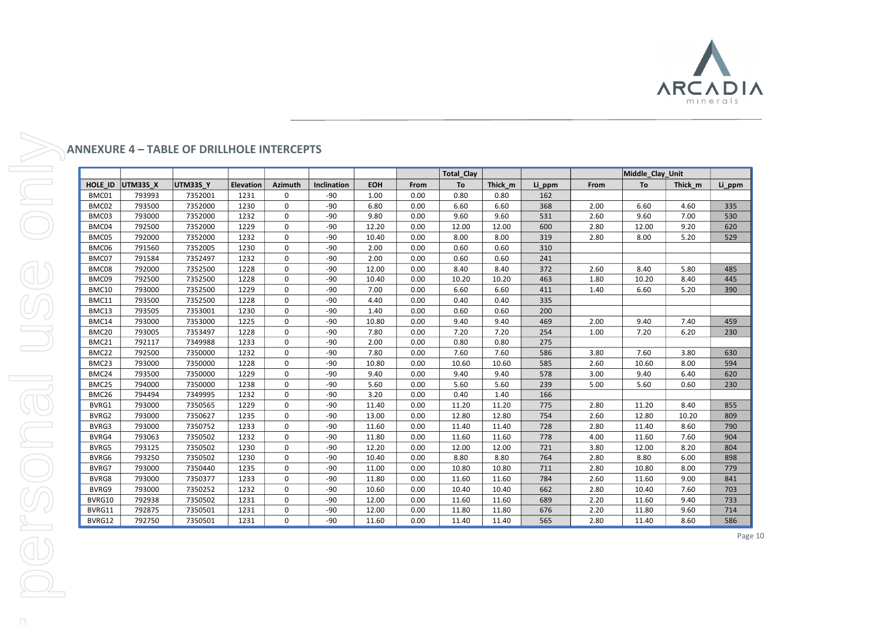## ANNEXURE 4 – TABLE OF DRILLHOLE INTERCEPTS

| | | | | | | | | Total_Clay | | | | Middle_Clay_Unit | | |
|---|---|---|---|---|---|---|---|---|---|---|---|---|---|---|
| HOLE_ID | UTM33S_X | UTM33S_Y | Elevation | Azimuth | Inclination | EOH | From | To | Thick_m | Li_ppm | From | To | Thick_m | Li_ppm |
| BMC01 | 793993 | 7352001 | 1231 | 0 | -90 | 1.00 | 0.00 | 0.80 | 0.80 | 162 | | | | |
| BMC02 | 793500 | 7352000 | 1230 | 0 | -90 | 6.80 | 0.00 | 6.60 | 6.60 | 368 | 2.00 | 6.60 | 4.60 | 335 |
| BMC03 | 793000 | 7352000 | 1232 | 0 | -90 | 9.80 | 0.00 | 9.60 | 9.60 | 531 | 2.60 | 9.60 | 7.00 | 530 |
| BMC04 | 792500 | 7352000 | 1229 | 0 | -90 | 12.20 | 0.00 | 12.00 | 12.00 | 600 | 2.80 | 12.00 | 9.20 | 620 |
| BMC05 | 792000 | 7352000 | 1232 | 0 | -90 | 10.40 | 0.00 | 8.00 | 8.00 | 319 | 2.80 | 8.00 | 5.20 | 529 |
| BMC06 | 791560 | 7352005 | 1230 | 0 | -90 | 2.00 | 0.00 | 0.60 | 0.60 | 310 | | | | |
| BMC07 | 791584 | 7352497 | 1232 | 0 | -90 | 2.00 | 0.00 | 0.60 | 0.60 | 241 | | | | |
| BMC08 | 792000 | 7352500 | 1228 | 0 | -90 | 12.00 | 0.00 | 8.40 | 8.40 | 372 | 2.60 | 8.40 | 5.80 | 485 |
| BMC09 | 792500 | 7352500 | 1228 | 0 | -90 | 10.40 | 0.00 | 10.20 | 10.20 | 463 | 1.80 | 10.20 | 8.40 | 445 |
| BMC10 | 793000 | 7352500 | 1229 | 0 | -90 | 7.00 | 0.00 | 6.60 | 6.60 | 411 | 1.40 | 6.60 | 5.20 | 390 |
| BMC11 | 793500 | 7352500 | 1228 | 0 | -90 | 4.40 | 0.00 | 0.40 | 0.40 | 335 | | | | |
| BMC13 | 793505 | 7353001 | 1230 | 0 | -90 | 1.40 | 0.00 | 0.60 | 0.60 | 200 | | | | |
| BMC14 | 793000 | 7353000 | 1225 | 0 | -90 | 10.80 | 0.00 | 9.40 | 9.40 | 469 | 2.00 | 9.40 | 7.40 | 459 |
| BMC20 | 793005 | 7353497 | 1228 | 0 | -90 | 7.80 | 0.00 | 7.20 | 7.20 | 254 | 1.00 | 7.20 | 6.20 | 230 |
| BMC21 | 792117 | 7349988 | 1233 | 0 | -90 | 2.00 | 0.00 | 0.80 | 0.80 | 275 | | | | |
| BMC22 | 792500 | 7350000 | 1232 | 0 | -90 | 7.80 | 0.00 | 7.60 | 7.60 | 586 | 3.80 | 7.60 | 3.80 | 630 |
| BMC23 | 793000 | 7350000 | 1228 | 0 | -90 | 10.80 | 0.00 | 10.60 | 10.60 | 585 | 2.60 | 10.60 | 8.00 | 594 |
| BMC24 | 793500 | 7350000 | 1229 | 0 | -90 | 9.40 | 0.00 | 9.40 | 9.40 | 578 | 3.00 | 9.40 | 6.40 | 620 |
| BMC25 | 794000 | 7350000 | 1238 | 0 | -90 | 5.60 | 0.00 | 5.60 | 5.60 | 239 | 5.00 | 5.60 | 0.60 | 230 |
| BMC26 | 794494 | 7349995 | 1232 | 0 | -90 | 3.20 | 0.00 | 0.40 | 1.40 | 166 | | | | |
| BVRG1 | 793000 | 7350565 | 1229 | 0 | -90 | 11.40 | 0.00 | 11.20 | 11.20 | 775 | 2.80 | 11.20 | 8.40 | 855 |
| BVRG2 | 793000 | 7350627 | 1235 | 0 | -90 | 13.00 | 0.00 | 12.80 | 12.80 | 754 | 2.60 | 12.80 | 10.20 | 809 |
| BVRG3 | 793000 | 7350752 | 1233 | 0 | -90 | 11.60 | 0.00 | 11.40 | 11.40 | 728 | 2.80 | 11.40 | 8.60 | 790 |
| BVRG4 | 793063 | 7350502 | 1232 | 0 | -90 | 11.80 | 0.00 | 11.60 | 11.60 | 778 | 4.00 | 11.60 | 7.60 | 904 |
| BVRG5 | 793125 | 7350502 | 1230 | 0 | -90 | 12.20 | 0.00 | 12.00 | 12.00 | 721 | 3.80 | 12.00 | 8.20 | 804 |
| BVRG6 | 793250 | 7350502 | 1230 | 0 | -90 | 10.40 | 0.00 | 8.80 | 8.80 | 764 | 2.80 | 8.80 | 6.00 | 898 |
| BVRG7 | 793000 | 7350440 | 1235 | 0 | -90 | 11.00 | 0.00 | 10.80 | 10.80 | 711 | 2.80 | 10.80 | 8.00 | 779 |
| BVRG8 | 793000 | 7350377 | 1233 | 0 | -90 | 11.80 | 0.00 | 11.60 | 11.60 | 784 | 2.60 | 11.60 | 9.00 | 841 |
| BVRG9 | 793000 | 7350252 | 1232 | 0 | -90 | 10.60 | 0.00 | 10.40 | 10.40 | 662 | 2.80 | 10.40 | 7.60 | 703 |
| BVRG10 | 792938 | 7350502 | 1231 | 0 | -90 | 12.00 | 0.00 | 11.60 | 11.60 | 689 | 2.20 | 11.60 | 9.40 | 733 |
| BVRG11 | 792875 | 7350501 | 1231 | 0 | -90 | 12.00 | 0.00 | 11.80 | 11.80 | 676 | 2.20 | 11.80 | 9.60 | 714 |
| BVRG12 | 792750 | 7350501 | 1231 | 0 | -90 | 11.60 | 0.00 | 11.40 | 11.40 | 565 | 2.80 | 11.40 | 8.60 | 586 |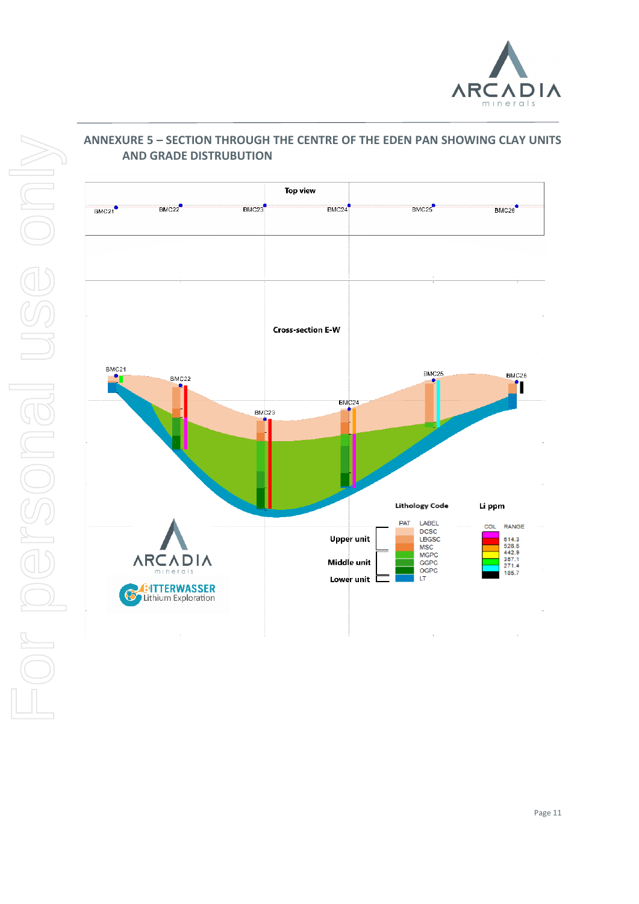## ANNEXURE 5 – SECTION THROUGH THE CENTRE OF THE EDEN PAN SHOWING CLAY UNITS AND GRADE DISTRUBUTION

Top view

BMC21 BMC22 BMC23 BMC24 BMC25 BMC26

Cross-section E-W

BMC21 BMC22 BMC23 BMC24 BMC25 BMC26

Lithology Code

PAT LABEL

Upper unit: DCSC, LBGSC, MSC

Middle unit: MGPC, GGPC, OGPC

Lower unit: LT

Li ppm

COL RANGE

614.3
528.6
442.9
357.1
271.4
185.7

ARCADIA minerals

BITTERWASSER Lithium Exploration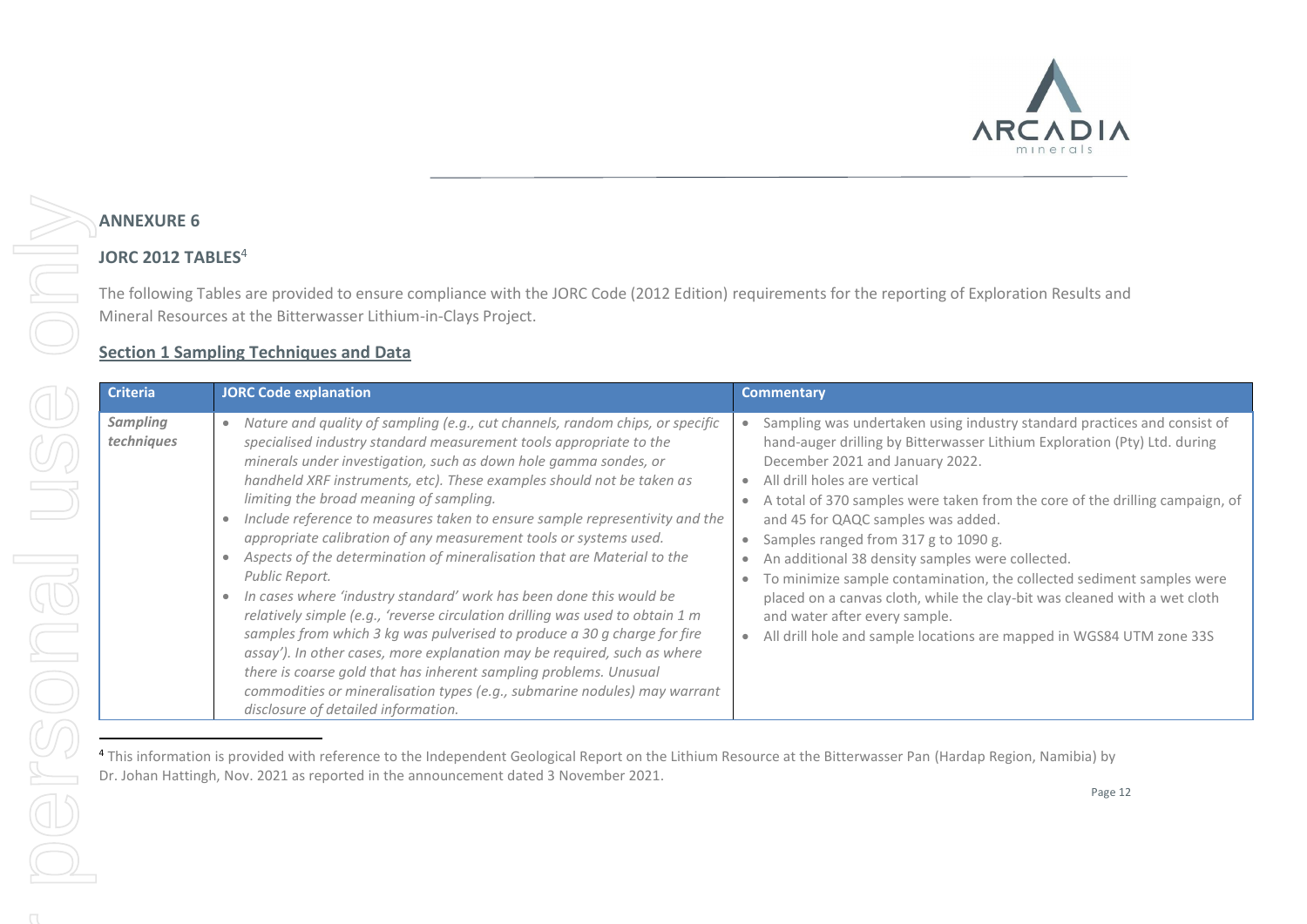## ANNEXURE 6

## JORC 2012 TABLES[4]

The following Tables are provided to ensure compliance with the JORC Code (2012 Edition) requirements for the reporting of Exploration Results and Mineral Resources at the Bitterwasser Lithium-in-Clays Project.

### Section 1 Sampling Techniques and Data

| Criteria | JORC Code explanation | Commentary |
|---|---|---|
| ***Sampling techniques*** | • *Nature and quality of sampling (e.g., cut channels, random chips, or specific specialised industry standard measurement tools appropriate to the minerals under investigation, such as down hole gamma sondes, or handheld XRF instruments, etc). These examples should not be taken as limiting the broad meaning of sampling.*<br>• *Include reference to measures taken to ensure sample representivity and the appropriate calibration of any measurement tools or systems used.*<br>• *Aspects of the determination of mineralisation that are Material to the Public Report.*<br>• *In cases where 'industry standard' work has been done this would be relatively simple (e.g., 'reverse circulation drilling was used to obtain 1 m samples from which 3 kg was pulverised to produce a 30 g charge for fire assay'). In other cases, more explanation may be required, such as where there is coarse gold that has inherent sampling problems. Unusual commodities or mineralisation types (e.g., submarine nodules) may warrant disclosure of detailed information.* | • Sampling was undertaken using industry standard practices and consist of hand-auger drilling by Bitterwasser Lithium Exploration (Pty) Ltd. during December 2021 and January 2022.<br>• All drill holes are vertical<br>• A total of 370 samples were taken from the core of the drilling campaign, of and 45 for QAQC samples was added.<br>• Samples ranged from 317 g to 1090 g.<br>• An additional 38 density samples were collected.<br>• To minimize sample contamination, the collected sediment samples were placed on a canvas cloth, while the clay-bit was cleaned with a wet cloth and water after every sample.<br>• All drill hole and sample locations are mapped in WGS84 UTM zone 33S |

[4] This information is provided with reference to the Independent Geological Report on the Lithium Resource at the Bitterwasser Pan (Hardap Region, Namibia) by Dr. Johan Hattingh, Nov. 2021 as reported in the announcement dated 3 November 2021.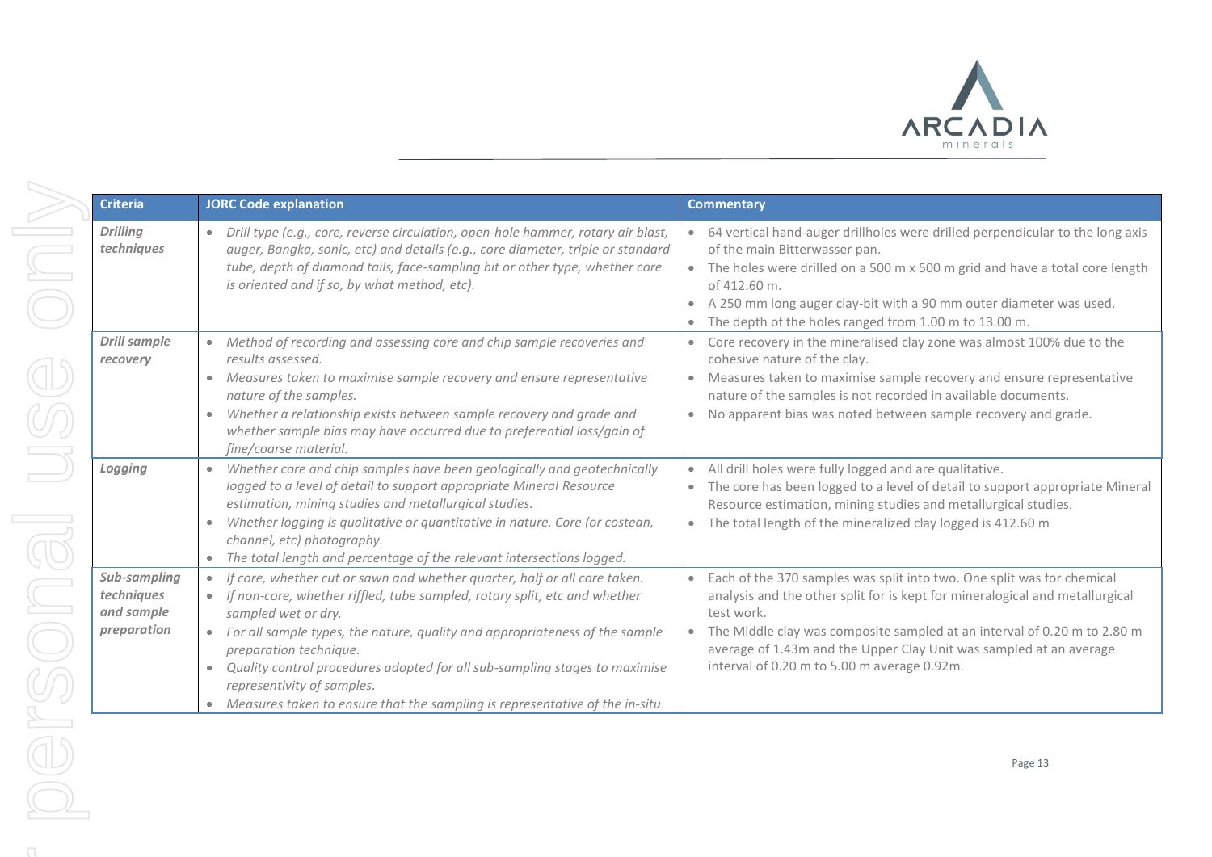| Criteria | JORC Code explanation | Commentary |
| --- | --- | --- |
| ***Drilling techniques*** | • *Drill type (e.g., core, reverse circulation, open-hole hammer, rotary air blast, auger, Bangka, sonic, etc) and details (e.g., core diameter, triple or standard tube, depth of diamond tails, face-sampling bit or other type, whether core is oriented and if so, by what method, etc).* | • 64 vertical hand-auger drillholes were drilled perpendicular to the long axis of the main Bitterwasser pan.<br>• The holes were drilled on a 500 m x 500 m grid and have a total core length of 412.60 m.<br>• A 250 mm long auger clay-bit with a 90 mm outer diameter was used.<br>• The depth of the holes ranged from 1.00 m to 13.00 m. |
| ***Drill sample recovery*** | • *Method of recording and assessing core and chip sample recoveries and results assessed.*<br>• *Measures taken to maximise sample recovery and ensure representative nature of the samples.*<br>• *Whether a relationship exists between sample recovery and grade and whether sample bias may have occurred due to preferential loss/gain of fine/coarse material.* | • Core recovery in the mineralised clay zone was almost 100% due to the cohesive nature of the clay.<br>• Measures taken to maximise sample recovery and ensure representative nature of the samples is not recorded in available documents.<br>• No apparent bias was noted between sample recovery and grade. |
| ***Logging*** | • *Whether core and chip samples have been geologically and geotechnically logged to a level of detail to support appropriate Mineral Resource estimation, mining studies and metallurgical studies.*<br>• *Whether logging is qualitative or quantitative in nature. Core (or costean, channel, etc) photography.*<br>• *The total length and percentage of the relevant intersections logged.* | • All drill holes were fully logged and are qualitative.<br>• The core has been logged to a level of detail to support appropriate Mineral Resource estimation, mining studies and metallurgical studies.<br>• The total length of the mineralized clay logged is 412.60 m |
| ***Sub-sampling techniques and sample preparation*** | • *If core, whether cut or sawn and whether quarter, half or all core taken.*<br>• *If non-core, whether riffled, tube sampled, rotary split, etc and whether sampled wet or dry.*<br>• *For all sample types, the nature, quality and appropriateness of the sample preparation technique.*<br>• *Quality control procedures adopted for all sub-sampling stages to maximise representivity of samples.*<br>• *Measures taken to ensure that the sampling is representative of the in-situ* | • Each of the 370 samples was split into two. One split was for chemical analysis and the other split for is kept for mineralogical and metallurgical test work.<br>• The Middle clay was composite sampled at an interval of 0.20 m to 2.80 m average of 1.43m and the Upper Clay Unit was sampled at an average interval of 0.20 m to 5.00 m average 0.92m. |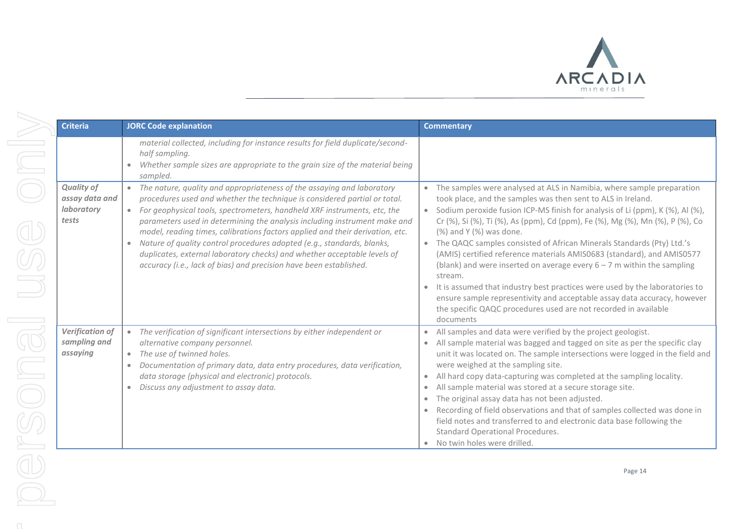| Criteria | JORC Code explanation | Commentary |
|---|---|---|
| | *material collected, including for instance results for field duplicate/second-half sampling.*<br>• *Whether sample sizes are appropriate to the grain size of the material being sampled.* | |
| ***Quality of assay data and laboratory tests*** | • *The nature, quality and appropriateness of the assaying and laboratory procedures used and whether the technique is considered partial or total.*<br>• *For geophysical tools, spectrometers, handheld XRF instruments, etc, the parameters used in determining the analysis including instrument make and model, reading times, calibrations factors applied and their derivation, etc.*<br>• *Nature of quality control procedures adopted (e.g., standards, blanks, duplicates, external laboratory checks) and whether acceptable levels of accuracy (i.e., lack of bias) and precision have been established.* | • The samples were analysed at ALS in Namibia, where sample preparation took place, and the samples was then sent to ALS in Ireland.<br>• Sodium peroxide fusion ICP-MS finish for analysis of Li (ppm), K (%), Al (%), Cr (%), Si (%), Ti (%), As (ppm), Cd (ppm), Fe (%), Mg (%), Mn (%), P (%), Co (%) and Y (%) was done.<br>• The QAQC samples consisted of African Minerals Standards (Pty) Ltd.'s (AMIS) certified reference materials AMIS0683 (standard), and AMIS0577 (blank) and were inserted on average every 6 – 7 m within the sampling stream.<br>• It is assumed that industry best practices were used by the laboratories to ensure sample representivity and acceptable assay data accuracy, however the specific QAQC procedures used are not recorded in available documents |
| ***Verification of sampling and assaying*** | • *The verification of significant intersections by either independent or alternative company personnel.*<br>• *The use of twinned holes.*<br>• *Documentation of primary data, data entry procedures, data verification, data storage (physical and electronic) protocols.*<br>• *Discuss any adjustment to assay data.* | • All samples and data were verified by the project geologist.<br>• All sample material was bagged and tagged on site as per the specific clay unit it was located on. The sample intersections were logged in the field and were weighed at the sampling site.<br>• All hard copy data-capturing was completed at the sampling locality.<br>• All sample material was stored at a secure storage site.<br>• The original assay data has not been adjusted.<br>• Recording of field observations and that of samples collected was done in field notes and transferred to and electronic data base following the Standard Operational Procedures.<br>• No twin holes were drilled. |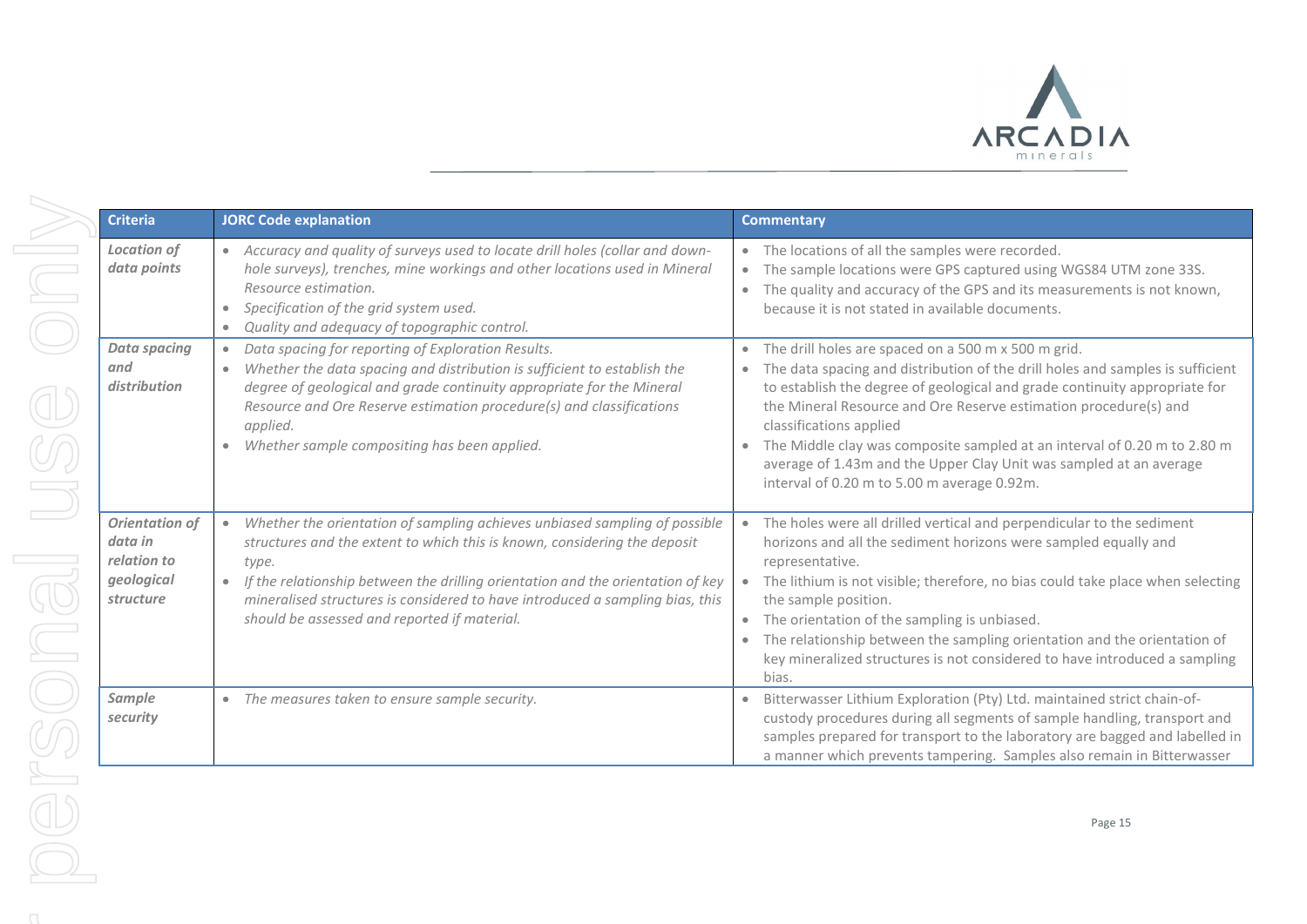| Criteria | JORC Code explanation | Commentary |
|---|---|---|
| ***Location of data points*** | • *Accuracy and quality of surveys used to locate drill holes (collar and down-hole surveys), trenches, mine workings and other locations used in Mineral Resource estimation.*<br>• *Specification of the grid system used.*<br>• *Quality and adequacy of topographic control.* | • The locations of all the samples were recorded.<br>• The sample locations were GPS captured using WGS84 UTM zone 33S.<br>• The quality and accuracy of the GPS and its measurements is not known, because it is not stated in available documents. |
| ***Data spacing and distribution*** | • *Data spacing for reporting of Exploration Results.*<br>• *Whether the data spacing and distribution is sufficient to establish the degree of geological and grade continuity appropriate for the Mineral Resource and Ore Reserve estimation procedure(s) and classifications applied.*<br>• *Whether sample compositing has been applied.* | • The drill holes are spaced on a 500 m x 500 m grid.<br>• The data spacing and distribution of the drill holes and samples is sufficient to establish the degree of geological and grade continuity appropriate for the Mineral Resource and Ore Reserve estimation procedure(s) and classifications applied<br>• The Middle clay was composite sampled at an interval of 0.20 m to 2.80 m average of 1.43m and the Upper Clay Unit was sampled at an average interval of 0.20 m to 5.00 m average 0.92m. |
| ***Orientation of data in relation to geological structure*** | • *Whether the orientation of sampling achieves unbiased sampling of possible structures and the extent to which this is known, considering the deposit type.*<br>• *If the relationship between the drilling orientation and the orientation of key mineralised structures is considered to have introduced a sampling bias, this should be assessed and reported if material.* | • The holes were all drilled vertical and perpendicular to the sediment horizons and all the sediment horizons were sampled equally and representative.<br>• The lithium is not visible; therefore, no bias could take place when selecting the sample position.<br>• The orientation of the sampling is unbiased.<br>• The relationship between the sampling orientation and the orientation of key mineralized structures is not considered to have introduced a sampling bias. |
| ***Sample security*** | • *The measures taken to ensure sample security.* | • Bitterwasser Lithium Exploration (Pty) Ltd. maintained strict chain-of-custody procedures during all segments of sample handling, transport and samples prepared for transport to the laboratory are bagged and labelled in a manner which prevents tampering. Samples also remain in Bitterwasser |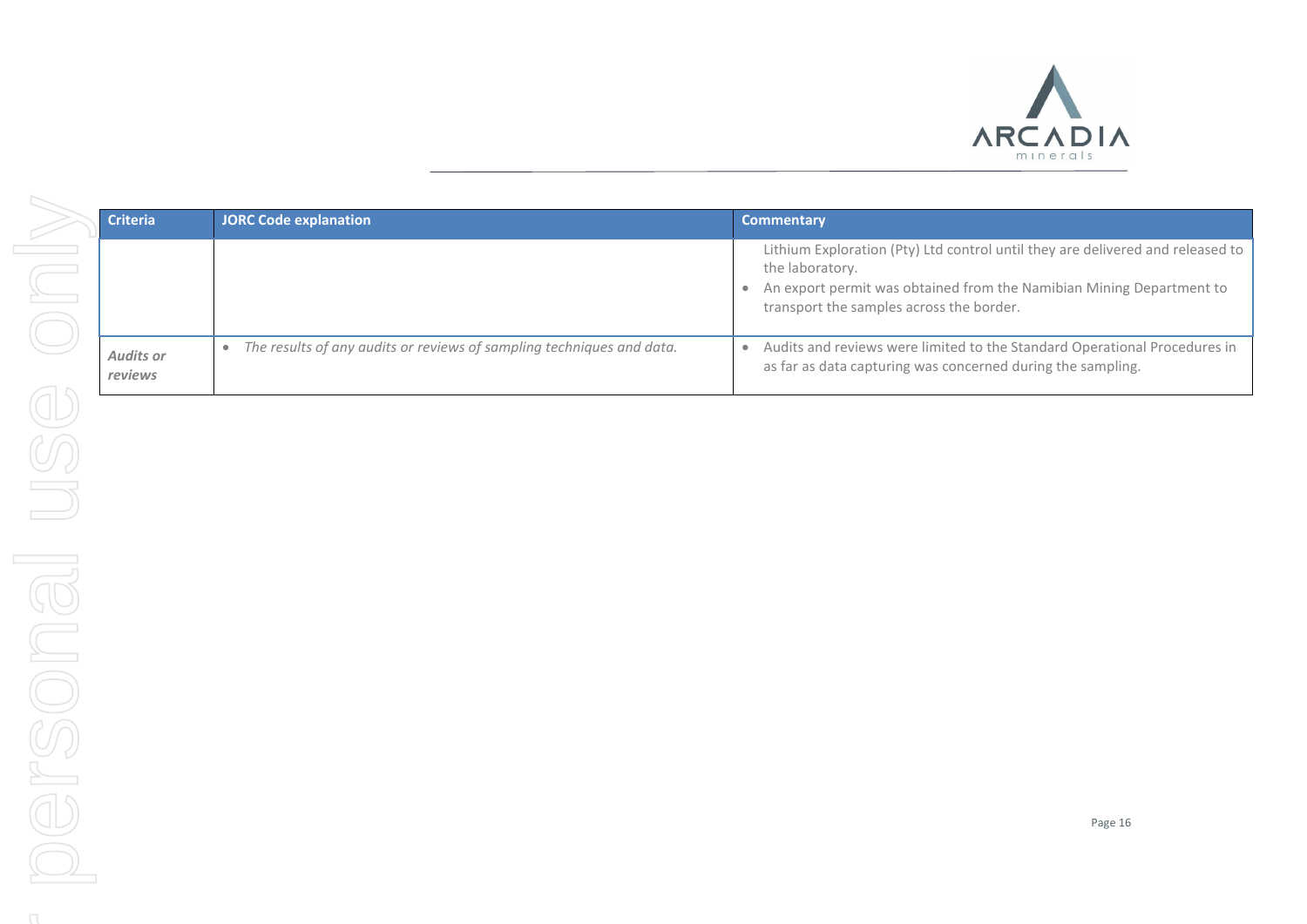| Criteria | JORC Code explanation | Commentary |
|---|---|---|
| | | Lithium Exploration (Pty) Ltd control until they are delivered and released to the laboratory.<br>• An export permit was obtained from the Namibian Mining Department to transport the samples across the border. |
| *Audits or reviews* | • *The results of any audits or reviews of sampling techniques and data.* | • Audits and reviews were limited to the Standard Operational Procedures in as far as data capturing was concerned during the sampling. |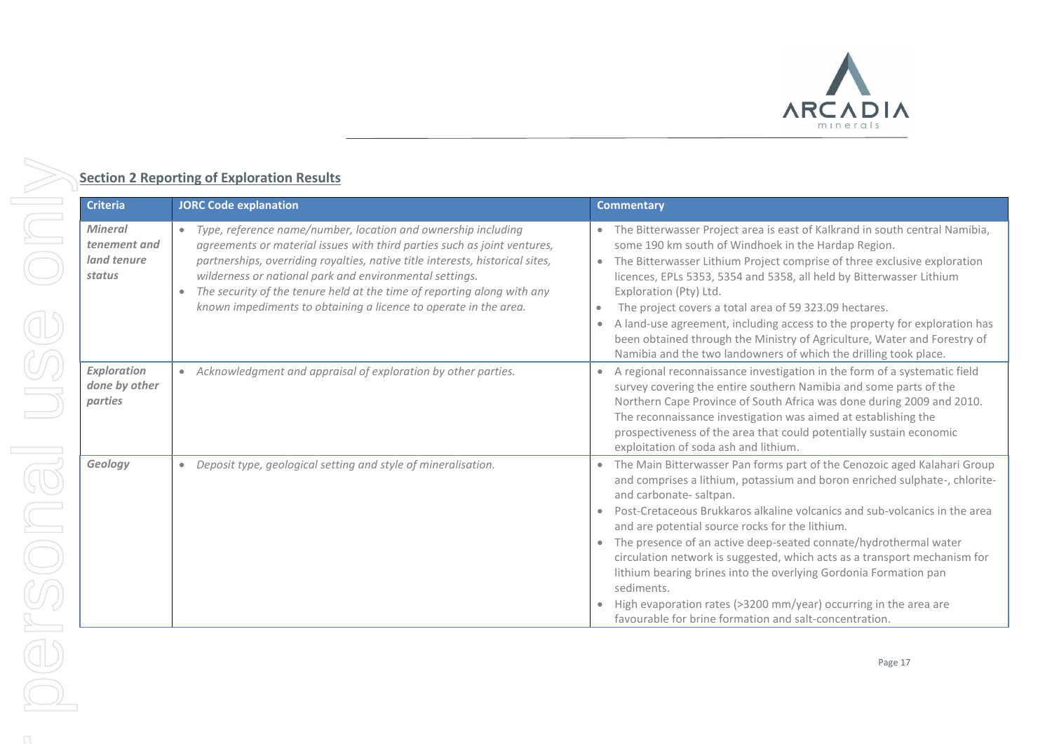## Section 2 Reporting of Exploration Results

| Criteria | JORC Code explanation | Commentary |
|---|---|---|
| *Mineral tenement and land tenure status* | • *Type, reference name/number, location and ownership including agreements or material issues with third parties such as joint ventures, partnerships, overriding royalties, native title interests, historical sites, wilderness or national park and environmental settings.*<br>• *The security of the tenure held at the time of reporting along with any known impediments to obtaining a licence to operate in the area.* | • The Bitterwasser Project area is east of Kalkrand in south central Namibia, some 190 km south of Windhoek in the Hardap Region.<br>• The Bitterwasser Lithium Project comprise of three exclusive exploration licences, EPLs 5353, 5354 and 5358, all held by Bitterwasser Lithium Exploration (Pty) Ltd.<br>• The project covers a total area of 59 323.09 hectares.<br>• A land-use agreement, including access to the property for exploration has been obtained through the Ministry of Agriculture, Water and Forestry of Namibia and the two landowners of which the drilling took place. |
| *Exploration done by other parties* | • *Acknowledgment and appraisal of exploration by other parties.* | • A regional reconnaissance investigation in the form of a systematic field survey covering the entire southern Namibia and some parts of the Northern Cape Province of South Africa was done during 2009 and 2010. The reconnaissance investigation was aimed at establishing the prospectiveness of the area that could potentially sustain economic exploitation of soda ash and lithium. |
| *Geology* | • *Deposit type, geological setting and style of mineralisation.* | • The Main Bitterwasser Pan forms part of the Cenozoic aged Kalahari Group and comprises a lithium, potassium and boron enriched sulphate-, chlorite- and carbonate- saltpan.<br>• Post-Cretaceous Brukkaros alkaline volcanics and sub-volcanics in the area and are potential source rocks for the lithium.<br>• The presence of an active deep-seated connate/hydrothermal water circulation network is suggested, which acts as a transport mechanism for lithium bearing brines into the overlying Gordonia Formation pan sediments.<br>• High evaporation rates (>3200 mm/year) occurring in the area are favourable for brine formation and salt-concentration. |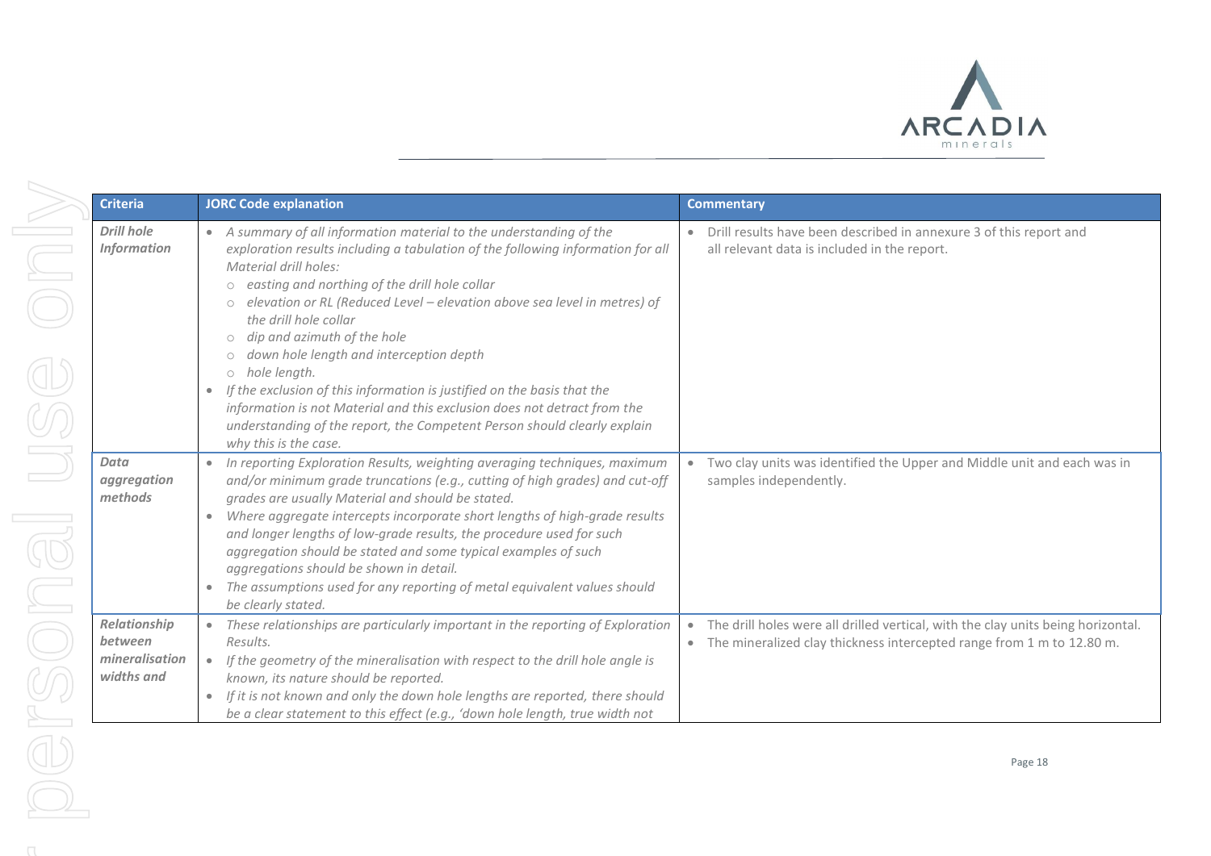| Criteria | JORC Code explanation | Commentary |
|---|---|---|
| ***Drill hole Information*** | • *A summary of all information material to the understanding of the exploration results including a tabulation of the following information for all Material drill holes:*<br>○ *easting and northing of the drill hole collar*<br>○ *elevation or RL (Reduced Level – elevation above sea level in metres) of the drill hole collar*<br>○ *dip and azimuth of the hole*<br>○ *down hole length and interception depth*<br>○ *hole length.*<br>• *If the exclusion of this information is justified on the basis that the information is not Material and this exclusion does not detract from the understanding of the report, the Competent Person should clearly explain why this is the case.* | • Drill results have been described in annexure 3 of this report and all relevant data is included in the report. |
| ***Data aggregation methods*** | • *In reporting Exploration Results, weighting averaging techniques, maximum and/or minimum grade truncations (e.g., cutting of high grades) and cut-off grades are usually Material and should be stated.*<br>• *Where aggregate intercepts incorporate short lengths of high-grade results and longer lengths of low-grade results, the procedure used for such aggregation should be stated and some typical examples of such aggregations should be shown in detail.*<br>• *The assumptions used for any reporting of metal equivalent values should be clearly stated.* | • Two clay units was identified the Upper and Middle unit and each was in samples independently. |
| ***Relationship between mineralisation widths and*** | • *These relationships are particularly important in the reporting of Exploration Results.*<br>• *If the geometry of the mineralisation with respect to the drill hole angle is known, its nature should be reported.*<br>• *If it is not known and only the down hole lengths are reported, there should be a clear statement to this effect (e.g., 'down hole length, true width not* | • The drill holes were all drilled vertical, with the clay units being horizontal.<br>• The mineralized clay thickness intercepted range from 1 m to 12.80 m. |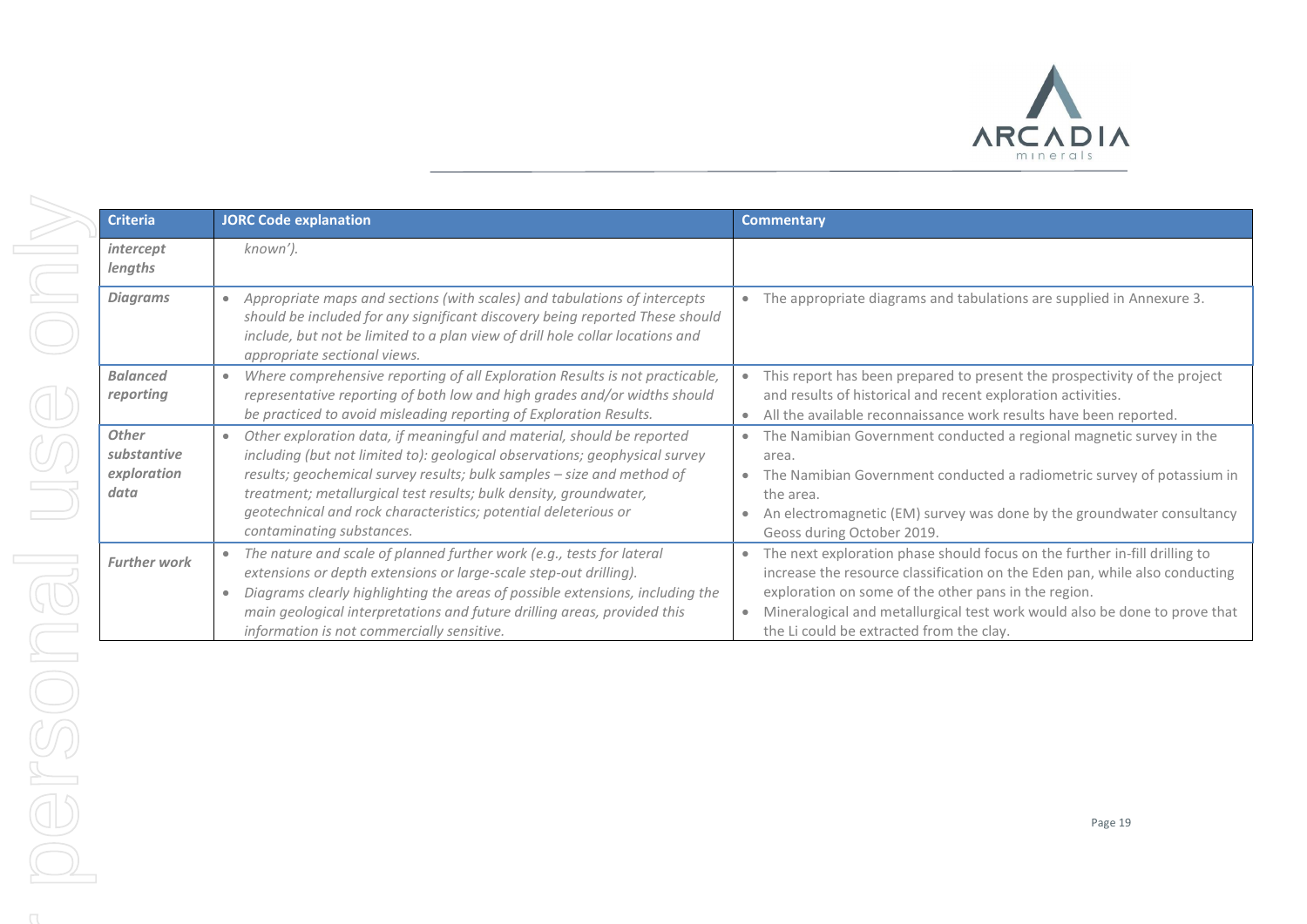| Criteria | JORC Code explanation | Commentary |
|---|---|---|
| *intercept lengths* | *known').* | |
| ***Diagrams*** | • *Appropriate maps and sections (with scales) and tabulations of intercepts should be included for any significant discovery being reported These should include, but not be limited to a plan view of drill hole collar locations and appropriate sectional views.* | • The appropriate diagrams and tabulations are supplied in Annexure 3. |
| ***Balanced reporting*** | • *Where comprehensive reporting of all Exploration Results is not practicable, representative reporting of both low and high grades and/or widths should be practiced to avoid misleading reporting of Exploration Results.* | • This report has been prepared to present the prospectivity of the project and results of historical and recent exploration activities.<br>• All the available reconnaissance work results have been reported. |
| ***Other substantive exploration data*** | • *Other exploration data, if meaningful and material, should be reported including (but not limited to): geological observations; geophysical survey results; geochemical survey results; bulk samples – size and method of treatment; metallurgical test results; bulk density, groundwater, geotechnical and rock characteristics; potential deleterious or contaminating substances.* | • The Namibian Government conducted a regional magnetic survey in the area.<br>• The Namibian Government conducted a radiometric survey of potassium in the area.<br>• An electromagnetic (EM) survey was done by the groundwater consultancy Geoss during October 2019. |
| ***Further work*** | • *The nature and scale of planned further work (e.g., tests for lateral extensions or depth extensions or large-scale step-out drilling).*<br>• *Diagrams clearly highlighting the areas of possible extensions, including the main geological interpretations and future drilling areas, provided this information is not commercially sensitive.* | • The next exploration phase should focus on the further in-fill drilling to increase the resource classification on the Eden pan, while also conducting exploration on some of the other pans in the region.<br>• Mineralogical and metallurgical test work would also be done to prove that the Li could be extracted from the clay. |